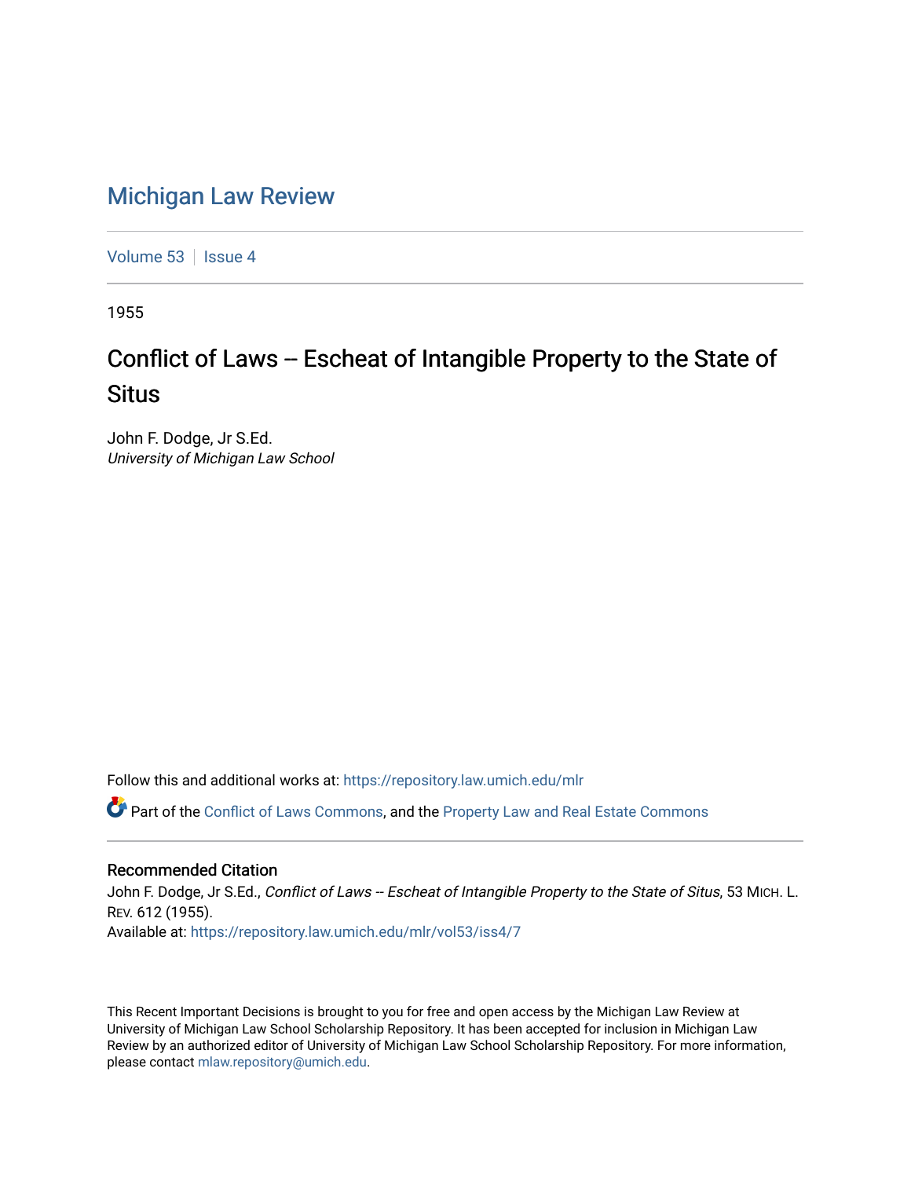# Michigan Law Review

Volume 53 | Issue 4

1955

## Conflict of Laws -- Escheat of Intangible Property to the State of Situs

John F. Dodge, Jr S.Ed.
*University of Michigan Law School*

Follow this and additional works at: https://repository.law.umich.edu/mlr

Part of the Conflict of Laws Commons, and the Property Law and Real Estate Commons

### Recommended Citation

John F. Dodge, Jr S.Ed., *Conflict of Laws -- Escheat of Intangible Property to the State of Situs*, 53 MICH. L. REV. 612 (1955).
Available at: https://repository.law.umich.edu/mlr/vol53/iss4/7

This Recent Important Decisions is brought to you for free and open access by the Michigan Law Review at University of Michigan Law School Scholarship Repository. It has been accepted for inclusion in Michigan Law Review by an authorized editor of University of Michigan Law School Scholarship Repository. For more information, please contact mlaw.repository@umich.edu.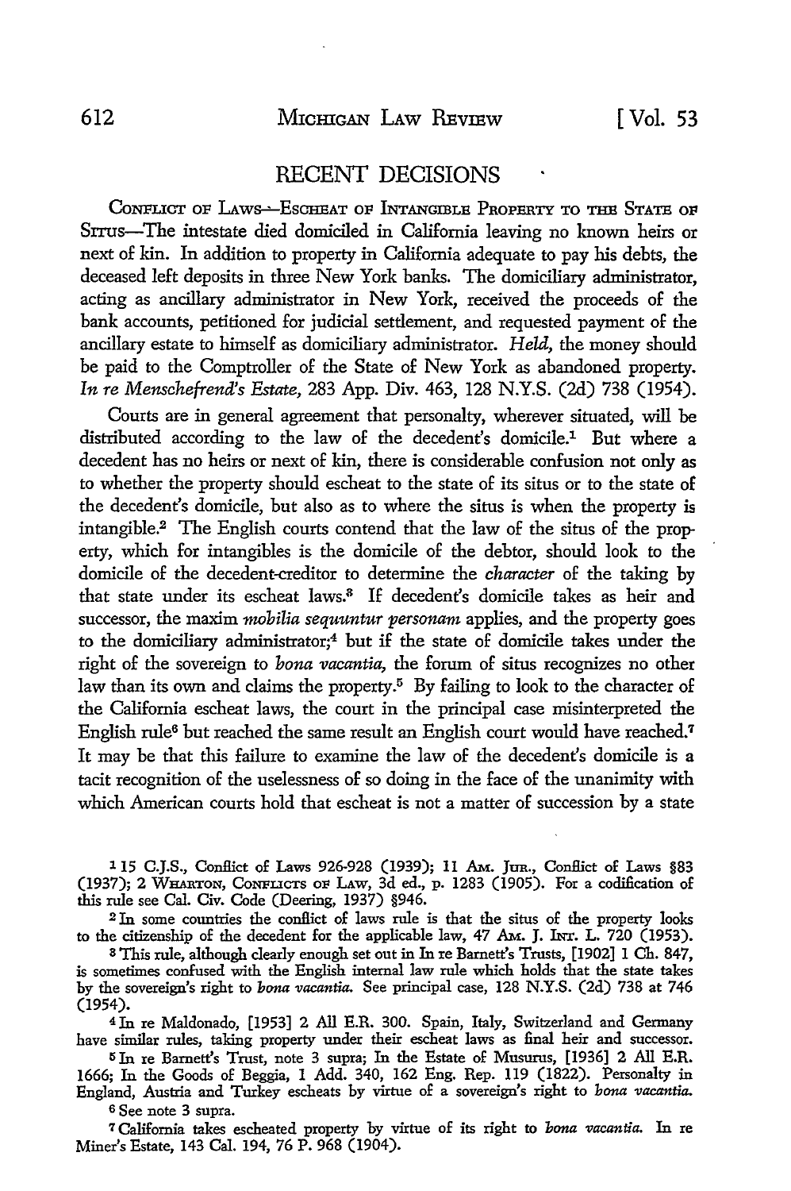## RECENT DECISIONS

CONFLICT OF LAWS—ESCHEAT OF INTANGIBLE PROPERTY TO THE STATE OF SITUS—The intestate died domiciled in California leaving no known heirs or next of kin. In addition to property in California adequate to pay his debts, the deceased left deposits in three New York banks. The domiciliary administrator, acting as ancillary administrator in New York, received the proceeds of the bank accounts, petitioned for judicial settlement, and requested payment of the ancillary estate to himself as domiciliary administrator. *Held,* the money should be paid to the Comptroller of the State of New York as abandoned property. *In re Menschefrend's Estate,* 283 App. Div. 463, 128 N.Y.S. (2d) 738 (1954).

Courts are in general agreement that personalty, wherever situated, will be distributed according to the law of the decedent's domicile.[1] But where a decedent has no heirs or next of kin, there is considerable confusion not only as to whether the property should escheat to the state of its situs or to the state of the decedent's domicile, but also as to where the situs is when the property is intangible.[2] The English courts contend that the law of the situs of the property, which for intangibles is the domicile of the debtor, should look to the domicile of the decedent-creditor to determine the *character* of the taking by that state under its escheat laws.[3] If decedent's domicile takes as heir and successor, the maxim *mobilia sequuntur personam* applies, and the property goes to the domiciliary administrator;[4] but if the state of domicile takes under the right of the sovereign to *bona vacantia,* the forum of situs recognizes no other law than its own and claims the property.[5] By failing to look to the character of the California escheat laws, the court in the principal case misinterpreted the English rule[6] but reached the same result an English court would have reached.[7] It may be that this failure to examine the law of the decedent's domicile is a tacit recognition of the uselessness of so doing in the face of the unanimity with which American courts hold that escheat is not a matter of succession by a state

---

[1] 15 C.J.S., Conflict of Laws 926-928 (1939); 11 AM. JUR., Conflict of Laws §83 (1937); 2 WHARTON, CONFLICTS OF LAW, 3d ed., p. 1283 (1905). For a codification of this rule see Cal. Civ. Code (Deering, 1937) §946.

[2] In some countries the conflict of laws rule is that the situs of the property looks to the citizenship of the decedent for the applicable law, 47 AM. J. INT. L. 720 (1953).

[3] This rule, although clearly enough set out in In re Barnett's Trusts, [1902] 1 Ch. 847, is sometimes confused with the English internal law rule which holds that the state takes by the sovereign's right to *bona vacantia.* See principal case, 128 N.Y.S. (2d) 738 at 746 (1954).

[4] In re Maldonado, [1953] 2 All E.R. 300. Spain, Italy, Switzerland and Germany have similar rules, taking property under their escheat laws as final heir and successor.

[5] In re Barnett's Trust, note 3 supra; In the Estate of Musurus, [1936] 2 All E.R. 1666; In the Goods of Beggia, 1 Add. 340, 162 Eng. Rep. 119 (1822). Personalty in England, Austria and Turkey escheats by virtue of a sovereign's right to *bona vacantia.*

[6] See note 3 supra.

[7] California takes escheated property by virtue of its right to *bona vacantia.* In re Miner's Estate, 143 Cal. 194, 76 P. 968 (1904).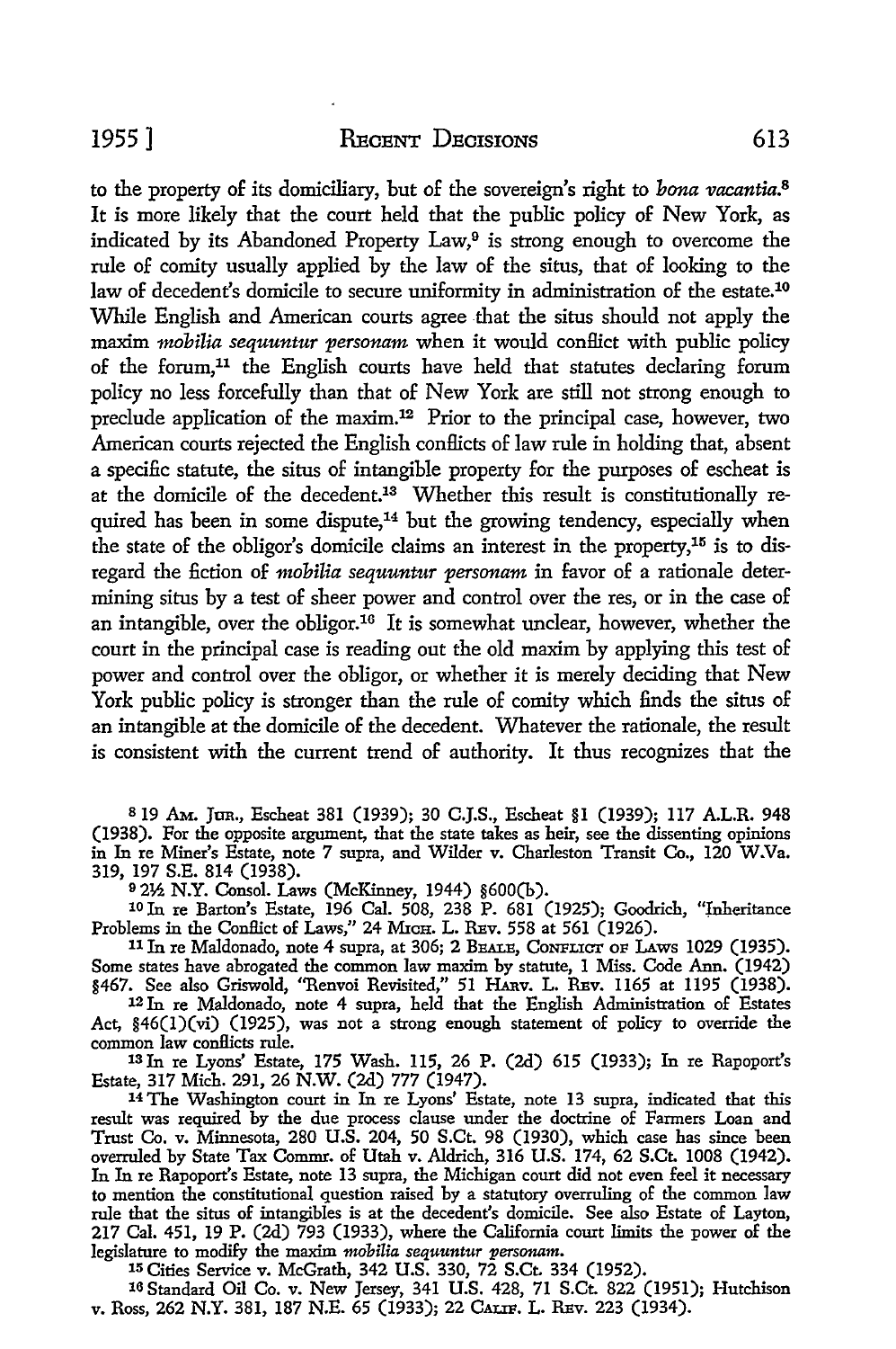to the property of its domiciliary, but of the sovereign's right to *bona vacantia*.[8] It is more likely that the court held that the public policy of New York, as indicated by its Abandoned Property Law,[9] is strong enough to overcome the rule of comity usually applied by the law of the situs, that of looking to the law of decedent's domicile to secure uniformity in administration of the estate.[10] While English and American courts agree that the situs should not apply the maxim *mobilia sequuntur personam* when it would conflict with public policy of the forum,[11] the English courts have held that statutes declaring forum policy no less forcefully than that of New York are still not strong enough to preclude application of the maxim.[12] Prior to the principal case, however, two American courts rejected the English conflicts of law rule in holding that, absent a specific statute, the situs of intangible property for the purposes of escheat is at the domicile of the decedent.[13] Whether this result is constitutionally required has been in some dispute,[14] but the growing tendency, especially when the state of the obligor's domicile claims an interest in the property,[15] is to disregard the fiction of *mobilia sequuntur personam* in favor of a rationale determining situs by a test of sheer power and control over the res, or in the case of an intangible, over the obligor.[16] It is somewhat unclear, however, whether the court in the principal case is reading out the old maxim by applying this test of power and control over the obligor, or whether it is merely deciding that New York public policy is stronger than the rule of comity which finds the situs of an intangible at the domicile of the decedent. Whatever the rationale, the result is consistent with the current trend of authority. It thus recognizes that the

---

[8] 19 Am. Jur., Escheat 381 (1939); 30 C.J.S., Escheat §1 (1939); 117 A.L.R. 948 (1938). For the opposite argument, that the state takes as heir, see the dissenting opinions in In re Miner's Estate, note 7 supra, and Wilder v. Charleston Transit Co., 120 W.Va. 319, 197 S.E. 814 (1938).

[9] 2½ N.Y. Consol. Laws (McKinney, 1944) §600(b).

[10] In re Barton's Estate, 196 Cal. 508, 238 P. 681 (1925); Goodrich, "Inheritance Problems in the Conflict of Laws," 24 Mich. L. Rev. 558 at 561 (1926).

[11] In re Maldonado, note 4 supra, at 306; 2 Beale, Conflict of Laws 1029 (1935). Some states have abrogated the common law maxim by statute, 1 Miss. Code Ann. (1942) §467. See also Griswold, "Renvoi Revisited," 51 Harv. L. Rev. 1165 at 1195 (1938).

[12] In re Maldonado, note 4 supra, held that the English Administration of Estates Act, §46(1)(vi) (1925), was not a strong enough statement of policy to override the common law conflicts rule.

[13] In re Lyons' Estate, 175 Wash. 115, 26 P. (2d) 615 (1933); In re Rapoport's Estate, 317 Mich. 291, 26 N.W. (2d) 777 (1947).

[14] The Washington court in In re Lyons' Estate, note 13 supra, indicated that this result was required by the due process clause under the doctrine of Farmers Loan and Trust Co. v. Minnesota, 280 U.S. 204, 50 S.Ct. 98 (1930), which case has since been overruled by State Tax Commr. of Utah v. Aldrich, 316 U.S. 174, 62 S.Ct. 1008 (1942). In In re Rapoport's Estate, note 13 supra, the Michigan court did not even feel it necessary to mention the constitutional question raised by a statutory overruling of the common law rule that the situs of intangibles is at the decedent's domicile. See also Estate of Layton, 217 Cal. 451, 19 P. (2d) 793 (1933), where the California court limits the power of the legislature to modify the maxim *mobilia sequuntur personam*.

[15] Cities Service v. McGrath, 342 U.S. 330, 72 S.Ct. 334 (1952).

[16] Standard Oil Co. v. New Jersey, 341 U.S. 428, 71 S.Ct. 822 (1951); Hutchison v. Ross, 262 N.Y. 381, 187 N.E. 65 (1933); 22 Calif. L. Rev. 223 (1934).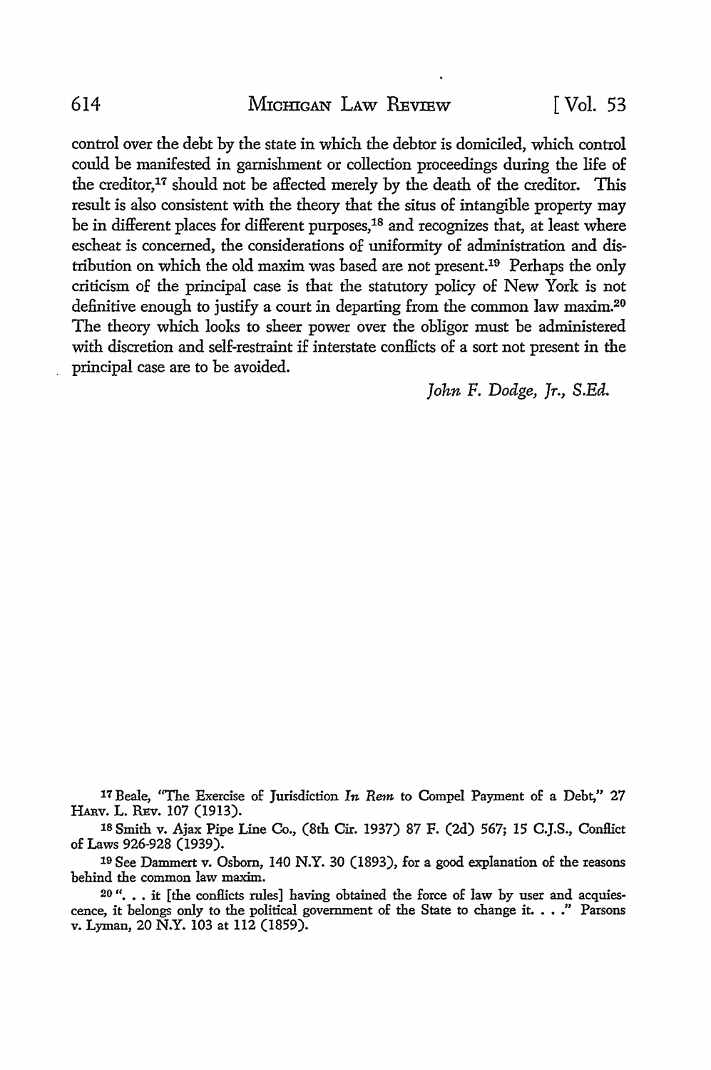control over the debt by the state in which the debtor is domiciled, which control could be manifested in garnishment or collection proceedings during the life of the creditor,[17] should not be affected merely by the death of the creditor. This result is also consistent with the theory that the situs of intangible property may be in different places for different purposes,[18] and recognizes that, at least where escheat is concerned, the considerations of uniformity of administration and distribution on which the old maxim was based are not present.[19] Perhaps the only criticism of the principal case is that the statutory policy of New York is not definitive enough to justify a court in departing from the common law maxim.[20] The theory which looks to sheer power over the obligor must be administered with discretion and self-restraint if interstate conflicts of a sort not present in the principal case are to be avoided.

*John F. Dodge, Jr., S.Ed.*

---

[17] Beale, "The Exercise of Jurisdiction *In Rem* to Compel Payment of a Debt," 27 HARV. L. REV. 107 (1913).

[18] Smith v. Ajax Pipe Line Co., (8th Cir. 1937) 87 F. (2d) 567; 15 C.J.S., Conflict of Laws 926-928 (1939).

[19] See Dammert v. Osborn, 140 N.Y. 30 (1893), for a good explanation of the reasons behind the common law maxim.

[20] ". . . it [the conflicts rules] having obtained the force of law by user and acquiescence, it belongs only to the political government of the State to change it. . . ." Parsons v. Lyman, 20 N.Y. 103 at 112 (1859).